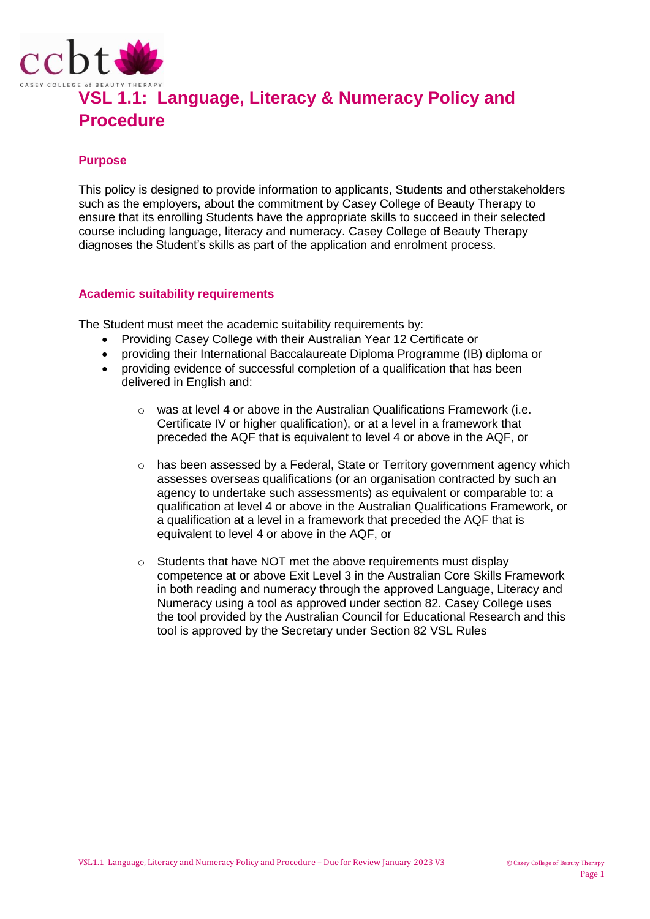# VSL 1.1: Language, Literacy & Numeracy Policy and Procedure

## Purpose

This policy is designed to provide information to applicants, Students and otherstakeholders such as the employers, about the commitment by Casey College of Beauty Therapy to ensure that its enrolling Students have the appropriate skills to succeed in their selected course including language, literacy and numeracy. Casey College of Beauty Therapy diagnoses the Student's skills as part of the application and enrolment process.

## Academic suitability requirements

The Student must meet the academic suitability requirements by:

- Providing Casey College with their Australian Year 12 Certificate or
- providing their International Baccalaureate Diploma Programme (IB) diploma or
- providing evidence of successful completion of a qualification that has been delivered in English and:
  - was at level 4 or above in the Australian Qualifications Framework (i.e. Certificate IV or higher qualification), or at a level in a framework that preceded the AQF that is equivalent to level 4 or above in the AQF, or
  - has been assessed by a Federal, State or Territory government agency which assesses overseas qualifications (or an organisation contracted by such an agency to undertake such assessments) as equivalent or comparable to: a qualification at level 4 or above in the Australian Qualifications Framework, or a qualification at a level in a framework that preceded the AQF that is equivalent to level 4 or above in the AQF, or
  - Students that have NOT met the above requirements must display competence at or above Exit Level 3 in the Australian Core Skills Framework in both reading and numeracy through the approved Language, Literacy and Numeracy using a tool as approved under section 82. Casey College uses the tool provided by the Australian Council for Educational Research and this tool is approved by the Secretary under Section 82 VSL Rules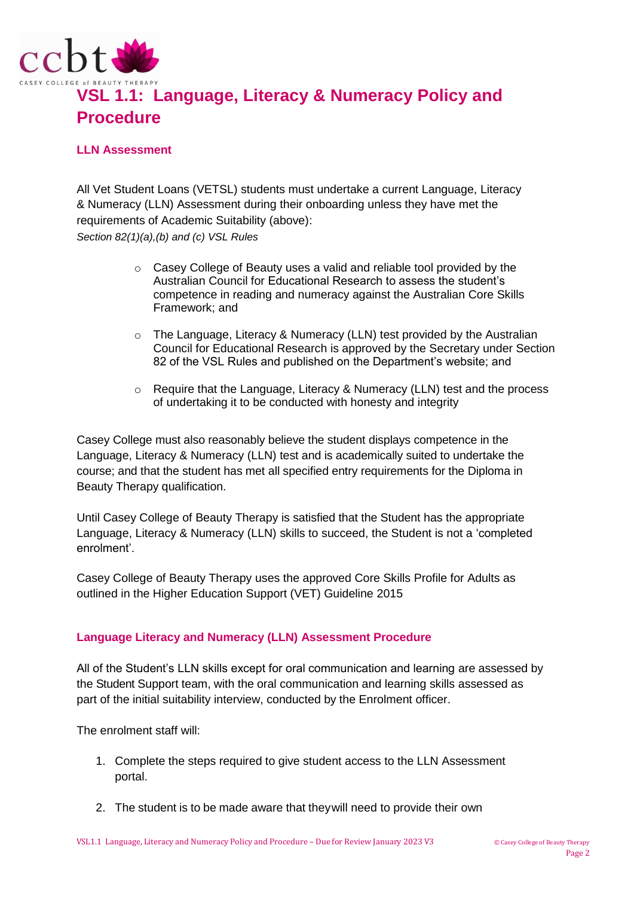# VSL 1.1: Language, Literacy & Numeracy Policy and Procedure

## LLN Assessment

All Vet Student Loans (VETSL) students must undertake a current Language, Literacy & Numeracy (LLN) Assessment during their onboarding unless they have met the requirements of Academic Suitability (above):

*Section 82(1)(a),(b) and (c) VSL Rules*

- Casey College of Beauty uses a valid and reliable tool provided by the Australian Council for Educational Research to assess the student's competence in reading and numeracy against the Australian Core Skills Framework; and
- The Language, Literacy & Numeracy (LLN) test provided by the Australian Council for Educational Research is approved by the Secretary under Section 82 of the VSL Rules and published on the Department's website; and
- Require that the Language, Literacy & Numeracy (LLN) test and the process of undertaking it to be conducted with honesty and integrity

Casey College must also reasonably believe the student displays competence in the Language, Literacy & Numeracy (LLN) test and is academically suited to undertake the course; and that the student has met all specified entry requirements for the Diploma in Beauty Therapy qualification.

Until Casey College of Beauty Therapy is satisfied that the Student has the appropriate Language, Literacy & Numeracy (LLN) skills to succeed, the Student is not a 'completed enrolment'.

Casey College of Beauty Therapy uses the approved Core Skills Profile for Adults as outlined in the Higher Education Support (VET) Guideline 2015

## Language Literacy and Numeracy (LLN) Assessment Procedure

All of the Student's LLN skills except for oral communication and learning are assessed by the Student Support team, with the oral communication and learning skills assessed as part of the initial suitability interview, conducted by the Enrolment officer.

The enrolment staff will:

1. Complete the steps required to give student access to the LLN Assessment portal.
2. The student is to be made aware that theywill need to provide their own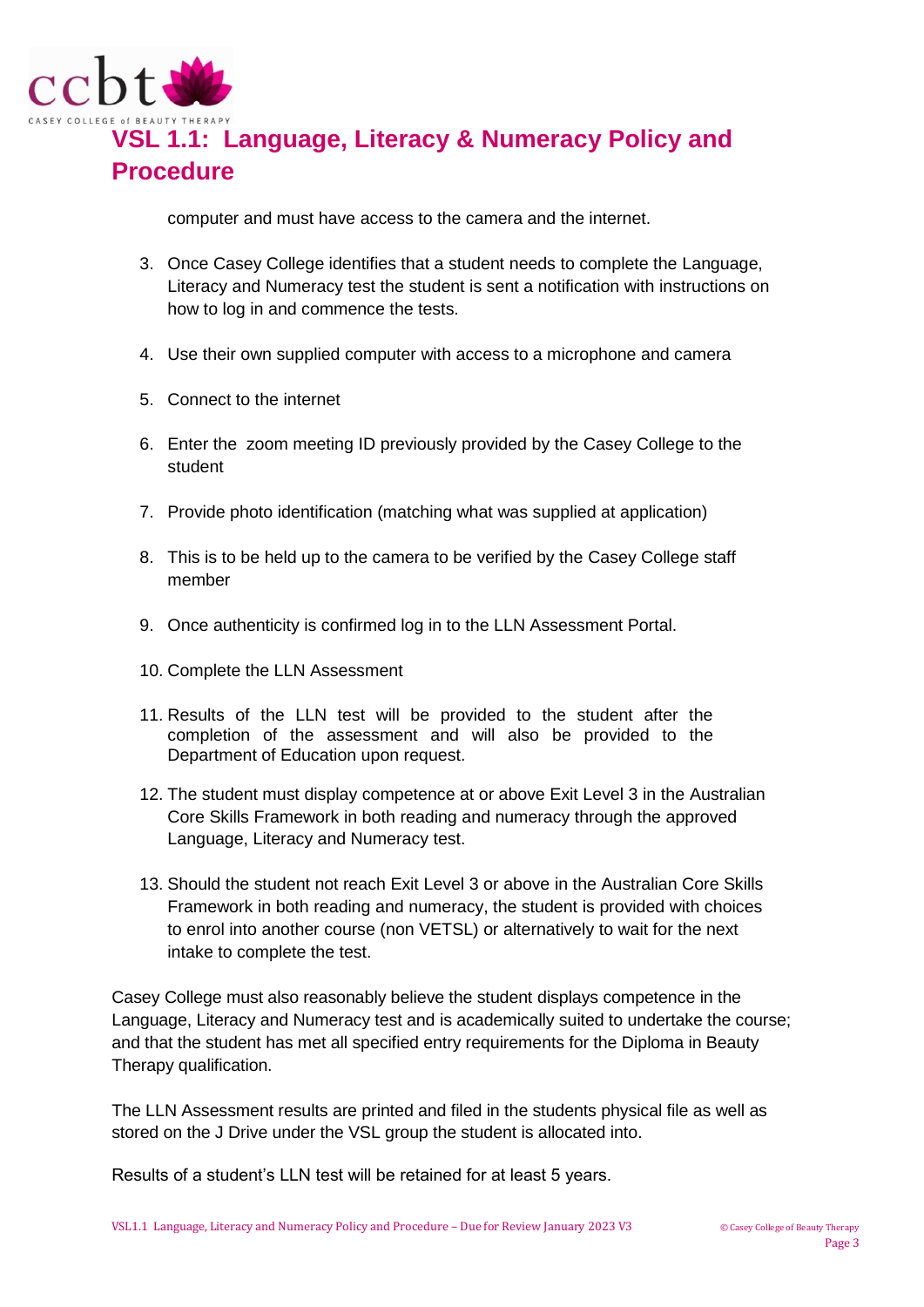computer and must have access to the camera and the internet.

3. Once Casey College identifies that a student needs to complete the Language, Literacy and Numeracy test the student is sent a notification with instructions on how to log in and commence the tests.

4. Use their own supplied computer with access to a microphone and camera

5. Connect to the internet

6. Enter the zoom meeting ID previously provided by the Casey College to the student

7. Provide photo identification (matching what was supplied at application)

8. This is to be held up to the camera to be verified by the Casey College staff member

9. Once authenticity is confirmed log in to the LLN Assessment Portal.

10. Complete the LLN Assessment

11. Results of the LLN test will be provided to the student after the completion of the assessment and will also be provided to the Department of Education upon request.

12. The student must display competence at or above Exit Level 3 in the Australian Core Skills Framework in both reading and numeracy through the approved Language, Literacy and Numeracy test.

13. Should the student not reach Exit Level 3 or above in the Australian Core Skills Framework in both reading and numeracy, the student is provided with choices to enrol into another course (non VETSL) or alternatively to wait for the next intake to complete the test.

Casey College must also reasonably believe the student displays competence in the Language, Literacy and Numeracy test and is academically suited to undertake the course; and that the student has met all specified entry requirements for the Diploma in Beauty Therapy qualification.

The LLN Assessment results are printed and filed in the students physical file as well as stored on the J Drive under the VSL group the student is allocated into.

Results of a student's LLN test will be retained for at least 5 years.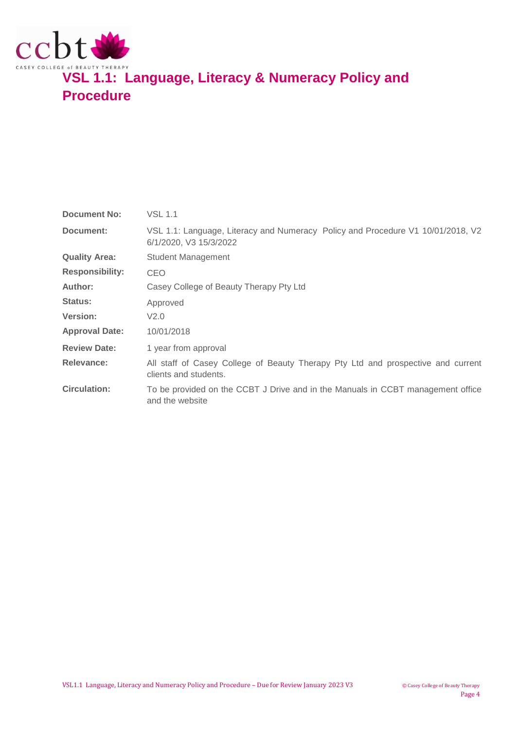# VSL 1.1: Language, Literacy & Numeracy Policy and Procedure

| | |
|---|---|
| **Document No:** | VSL 1.1 |
| **Document:** | VSL 1.1: Language, Literacy and Numeracy Policy and Procedure V1 10/01/2018, V2 6/1/2020, V3 15/3/2022 |
| **Quality Area:** | Student Management |
| **Responsibility:** | CEO |
| **Author:** | Casey College of Beauty Therapy Pty Ltd |
| **Status:** | Approved |
| **Version:** | V2.0 |
| **Approval Date:** | 10/01/2018 |
| **Review Date:** | 1 year from approval |
| **Relevance:** | All staff of Casey College of Beauty Therapy Pty Ltd and prospective and current clients and students. |
| **Circulation:** | To be provided on the CCBT J Drive and in the Manuals in CCBT management office and the website |